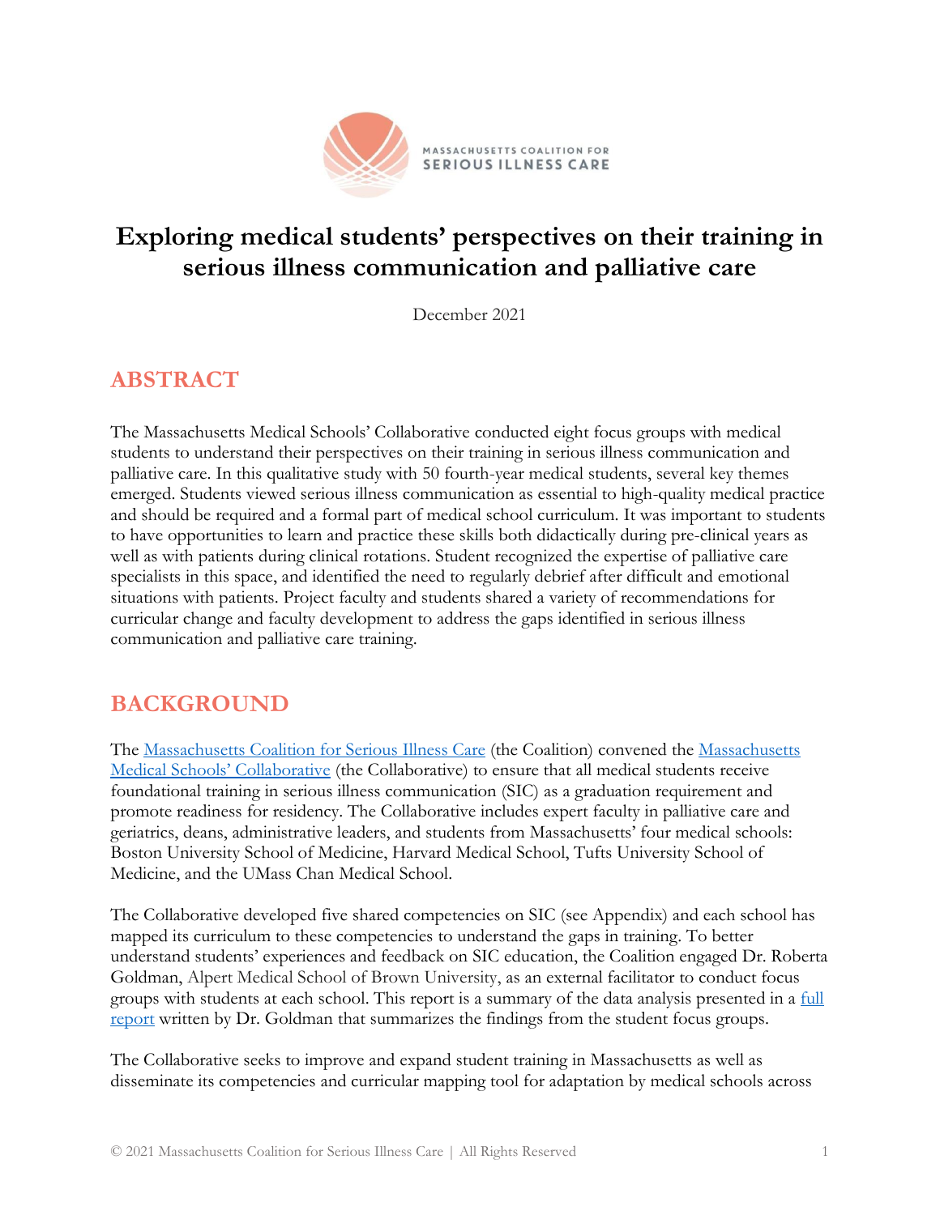MASSACHUSETTS COALITION FOR
SERIOUS ILLNESS CARE

# Exploring medical students' perspectives on their training in serious illness communication and palliative care

December 2021

## ABSTRACT

The Massachusetts Medical Schools' Collaborative conducted eight focus groups with medical students to understand their perspectives on their training in serious illness communication and palliative care. In this qualitative study with 50 fourth-year medical students, several key themes emerged. Students viewed serious illness communication as essential to high-quality medical practice and should be required and a formal part of medical school curriculum. It was important to students to have opportunities to learn and practice these skills both didactically during pre-clinical years as well as with patients during clinical rotations. Student recognized the expertise of palliative care specialists in this space, and identified the need to regularly debrief after difficult and emotional situations with patients. Project faculty and students shared a variety of recommendations for curricular change and faculty development to address the gaps identified in serious illness communication and palliative care training.

## BACKGROUND

The Massachusetts Coalition for Serious Illness Care (the Coalition) convened the Massachusetts Medical Schools' Collaborative (the Collaborative) to ensure that all medical students receive foundational training in serious illness communication (SIC) as a graduation requirement and promote readiness for residency. The Collaborative includes expert faculty in palliative care and geriatrics, deans, administrative leaders, and students from Massachusetts' four medical schools: Boston University School of Medicine, Harvard Medical School, Tufts University School of Medicine, and the UMass Chan Medical School.

The Collaborative developed five shared competencies on SIC (see Appendix) and each school has mapped its curriculum to these competencies to understand the gaps in training. To better understand students' experiences and feedback on SIC education, the Coalition engaged Dr. Roberta Goldman, Alpert Medical School of Brown University, as an external facilitator to conduct focus groups with students at each school. This report is a summary of the data analysis presented in a full report written by Dr. Goldman that summarizes the findings from the student focus groups.

The Collaborative seeks to improve and expand student training in Massachusetts as well as disseminate its competencies and curricular mapping tool for adaptation by medical schools across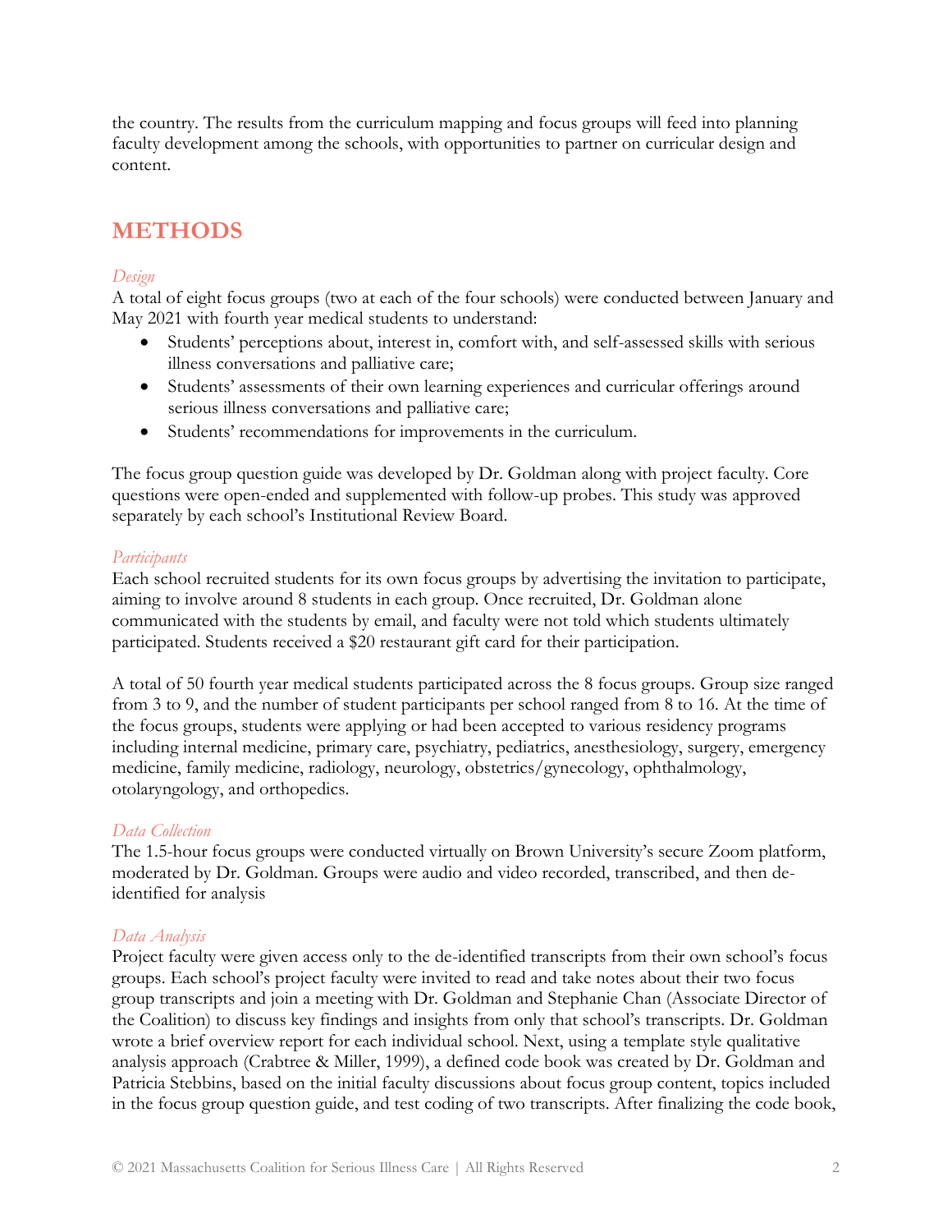the country. The results from the curriculum mapping and focus groups will feed into planning faculty development among the schools, with opportunities to partner on curricular design and content.

## METHODS

*Design*

A total of eight focus groups (two at each of the four schools) were conducted between January and May 2021 with fourth year medical students to understand:

- Students' perceptions about, interest in, comfort with, and self-assessed skills with serious illness conversations and palliative care;
- Students' assessments of their own learning experiences and curricular offerings around serious illness conversations and palliative care;
- Students' recommendations for improvements in the curriculum.

The focus group question guide was developed by Dr. Goldman along with project faculty. Core questions were open-ended and supplemented with follow-up probes. This study was approved separately by each school's Institutional Review Board.

*Participants*

Each school recruited students for its own focus groups by advertising the invitation to participate, aiming to involve around 8 students in each group. Once recruited, Dr. Goldman alone communicated with the students by email, and faculty were not told which students ultimately participated. Students received a $20 restaurant gift card for their participation.

A total of 50 fourth year medical students participated across the 8 focus groups. Group size ranged from 3 to 9, and the number of student participants per school ranged from 8 to 16. At the time of the focus groups, students were applying or had been accepted to various residency programs including internal medicine, primary care, psychiatry, pediatrics, anesthesiology, surgery, emergency medicine, family medicine, radiology, neurology, obstetrics/gynecology, ophthalmology, otolaryngology, and orthopedics.

*Data Collection*

The 1.5-hour focus groups were conducted virtually on Brown University's secure Zoom platform, moderated by Dr. Goldman. Groups were audio and video recorded, transcribed, and then de-identified for analysis

*Data Analysis*

Project faculty were given access only to the de-identified transcripts from their own school's focus groups. Each school's project faculty were invited to read and take notes about their two focus group transcripts and join a meeting with Dr. Goldman and Stephanie Chan (Associate Director of the Coalition) to discuss key findings and insights from only that school's transcripts. Dr. Goldman wrote a brief overview report for each individual school. Next, using a template style qualitative analysis approach (Crabtree & Miller, 1999), a defined code book was created by Dr. Goldman and Patricia Stebbins, based on the initial faculty discussions about focus group content, topics included in the focus group question guide, and test coding of two transcripts. After finalizing the code book,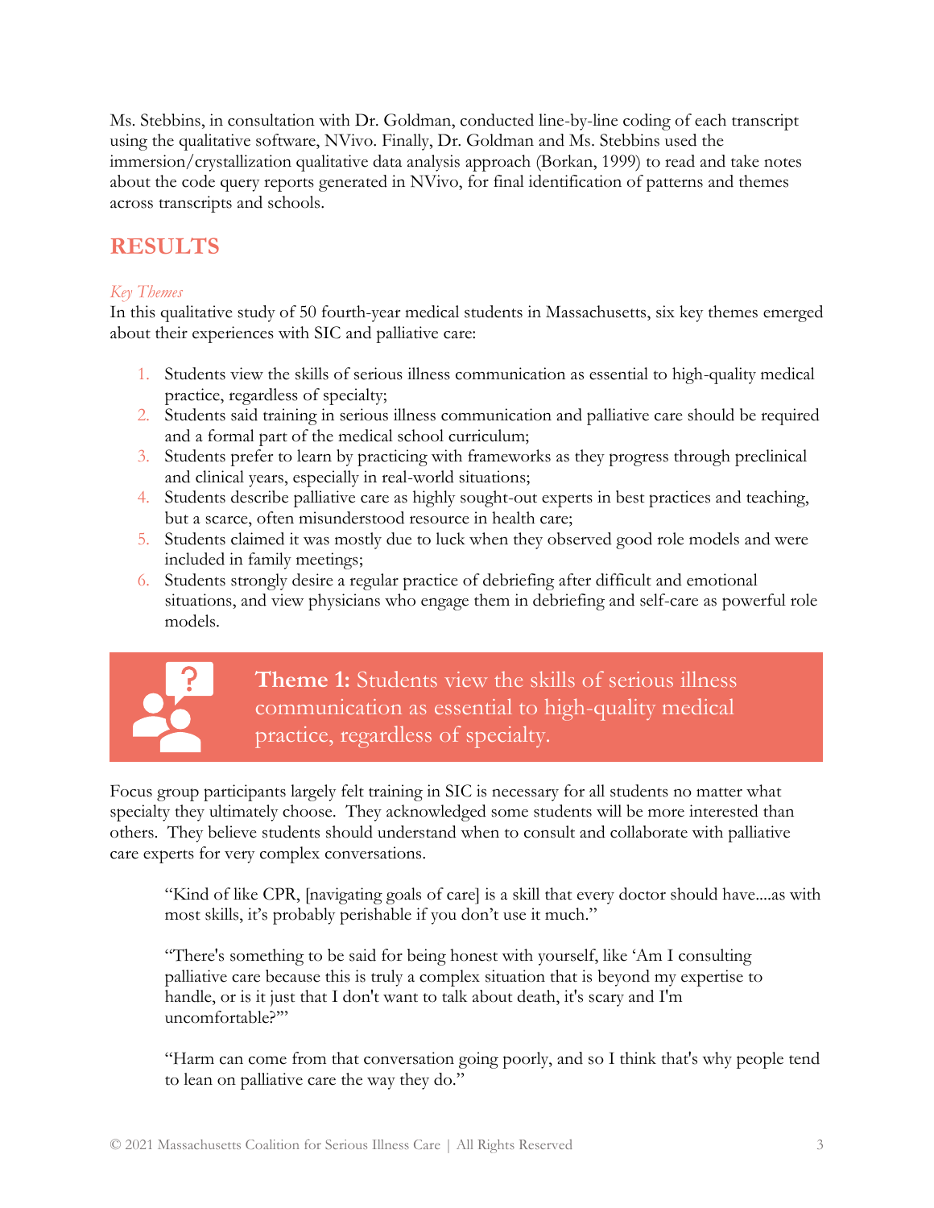Ms. Stebbins, in consultation with Dr. Goldman, conducted line-by-line coding of each transcript using the qualitative software, NVivo. Finally, Dr. Goldman and Ms. Stebbins used the immersion/crystallization qualitative data analysis approach (Borkan, 1999) to read and take notes about the code query reports generated in NVivo, for final identification of patterns and themes across transcripts and schools.

## RESULTS

*Key Themes*

In this qualitative study of 50 fourth-year medical students in Massachusetts, six key themes emerged about their experiences with SIC and palliative care:

1. Students view the skills of serious illness communication as essential to high-quality medical practice, regardless of specialty;
2. Students said training in serious illness communication and palliative care should be required and a formal part of the medical school curriculum;
3. Students prefer to learn by practicing with frameworks as they progress through preclinical and clinical years, especially in real-world situations;
4. Students describe palliative care as highly sought-out experts in best practices and teaching, but a scarce, often misunderstood resource in health care;
5. Students claimed it was mostly due to luck when they observed good role models and were included in family meetings;
6. Students strongly desire a regular practice of debriefing after difficult and emotional situations, and view physicians who engage them in debriefing and self-care as powerful role models.

### **Theme 1:** Students view the skills of serious illness communication as essential to high-quality medical practice, regardless of specialty.

Focus group participants largely felt training in SIC is necessary for all students no matter what specialty they ultimately choose. They acknowledged some students will be more interested than others. They believe students should understand when to consult and collaborate with palliative care experts for very complex conversations.

> "Kind of like CPR, [navigating goals of care] is a skill that every doctor should have....as with most skills, it's probably perishable if you don't use it much."

> "There's something to be said for being honest with yourself, like 'Am I consulting palliative care because this is truly a complex situation that is beyond my expertise to handle, or is it just that I don't want to talk about death, it's scary and I'm uncomfortable?'"

> "Harm can come from that conversation going poorly, and so I think that's why people tend to lean on palliative care the way they do."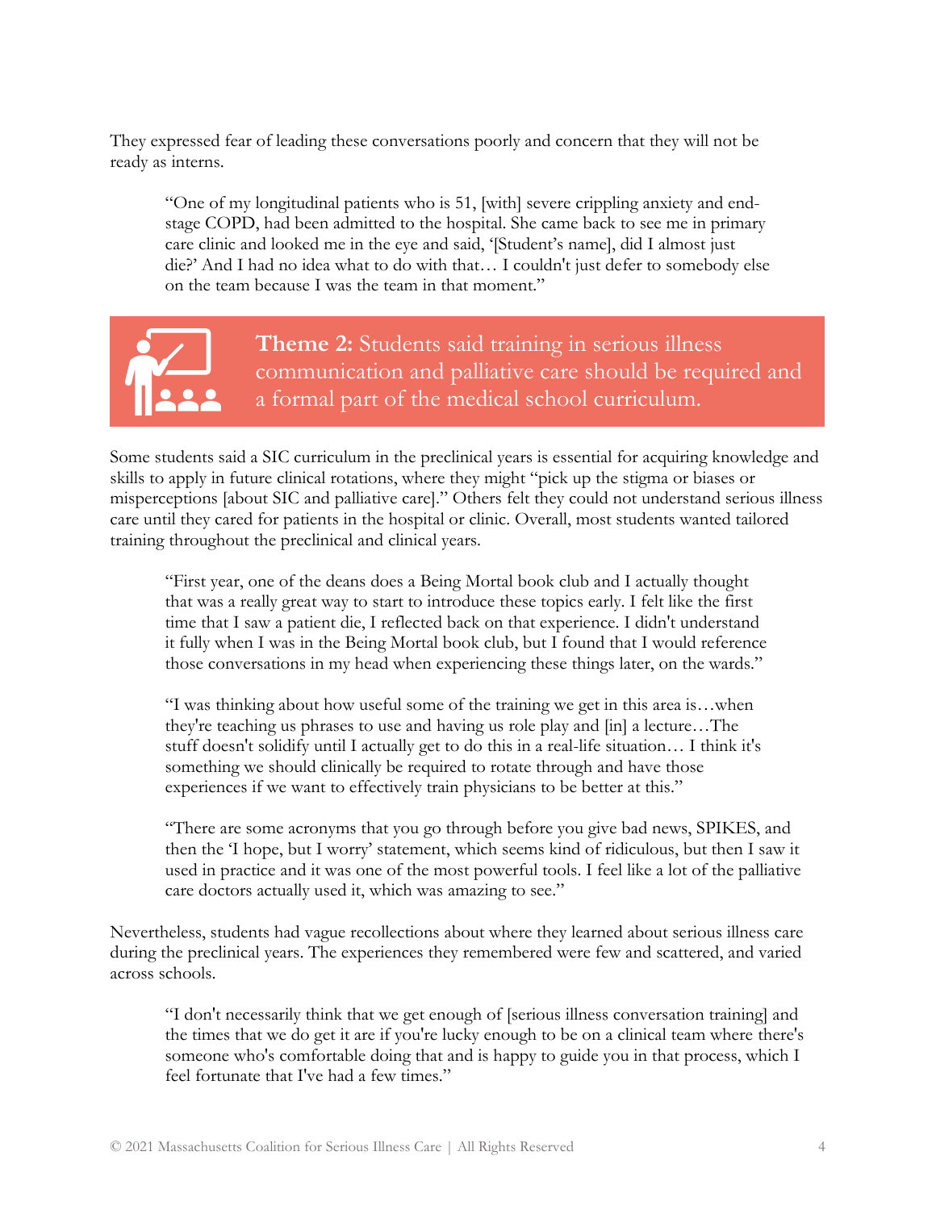They expressed fear of leading these conversations poorly and concern that they will not be ready as interns.

> "One of my longitudinal patients who is 51, [with] severe crippling anxiety and end-stage COPD, had been admitted to the hospital. She came back to see me in primary care clinic and looked me in the eye and said, '[Student's name], did I almost just die?' And I had no idea what to do with that… I couldn't just defer to somebody else on the team because I was the team in that moment."

## **Theme 2:** Students said training in serious illness communication and palliative care should be required and a formal part of the medical school curriculum.

Some students said a SIC curriculum in the preclinical years is essential for acquiring knowledge and skills to apply in future clinical rotations, where they might "pick up the stigma or biases or misperceptions [about SIC and palliative care]." Others felt they could not understand serious illness care until they cared for patients in the hospital or clinic. Overall, most students wanted tailored training throughout the preclinical and clinical years.

> "First year, one of the deans does a Being Mortal book club and I actually thought that was a really great way to start to introduce these topics early. I felt like the first time that I saw a patient die, I reflected back on that experience. I didn't understand it fully when I was in the Being Mortal book club, but I found that I would reference those conversations in my head when experiencing these things later, on the wards."

> "I was thinking about how useful some of the training we get in this area is…when they're teaching us phrases to use and having us role play and [in] a lecture…The stuff doesn't solidify until I actually get to do this in a real-life situation… I think it's something we should clinically be required to rotate through and have those experiences if we want to effectively train physicians to be better at this."

> "There are some acronyms that you go through before you give bad news, SPIKES, and then the 'I hope, but I worry' statement, which seems kind of ridiculous, but then I saw it used in practice and it was one of the most powerful tools. I feel like a lot of the palliative care doctors actually used it, which was amazing to see."

Nevertheless, students had vague recollections about where they learned about serious illness care during the preclinical years. The experiences they remembered were few and scattered, and varied across schools.

> "I don't necessarily think that we get enough of [serious illness conversation training] and the times that we do get it are if you're lucky enough to be on a clinical team where there's someone who's comfortable doing that and is happy to guide you in that process, which I feel fortunate that I've had a few times."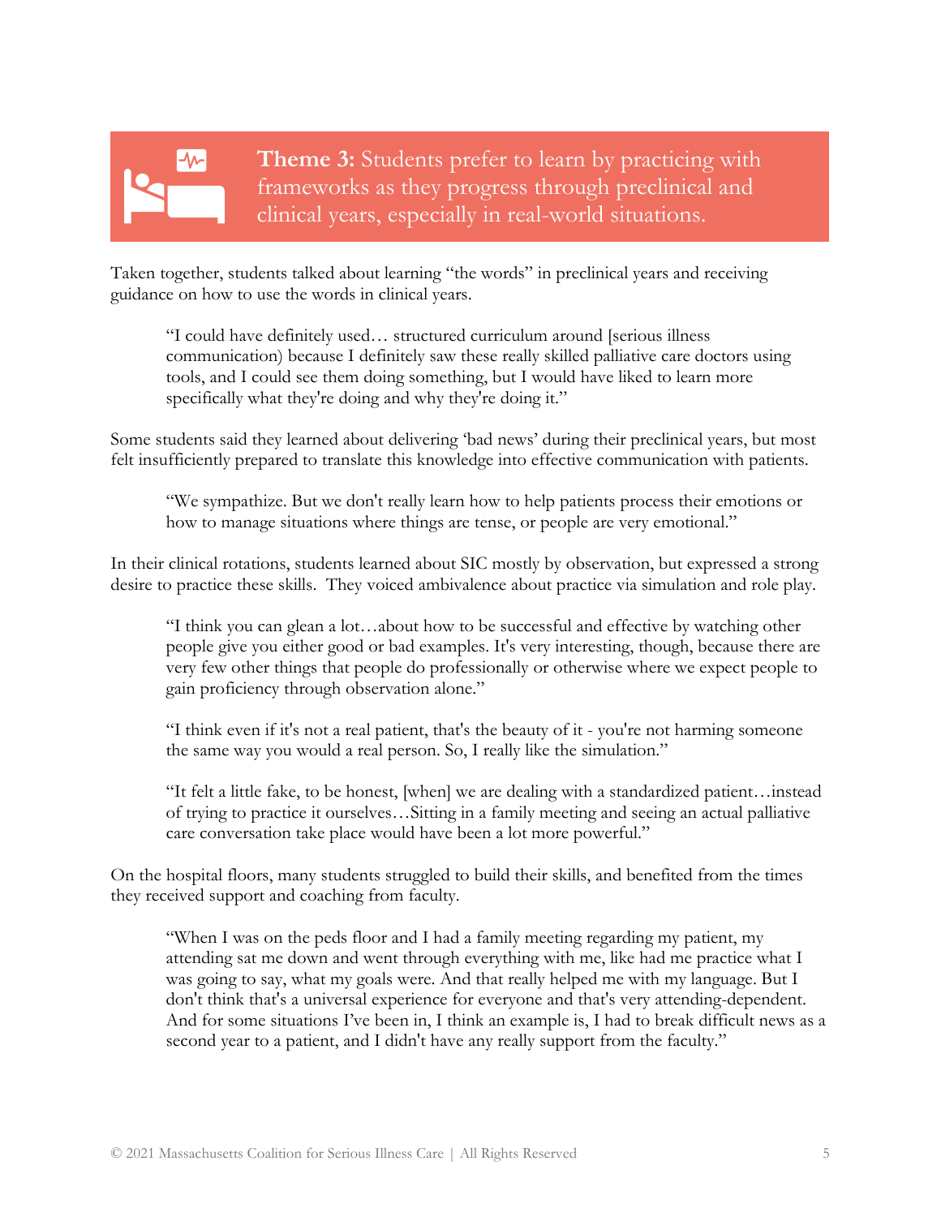**Theme 3:** Students prefer to learn by practicing with frameworks as they progress through preclinical and clinical years, especially in real-world situations.

Taken together, students talked about learning "the words" in preclinical years and receiving guidance on how to use the words in clinical years.

> "I could have definitely used… structured curriculum around [serious illness communication) because I definitely saw these really skilled palliative care doctors using tools, and I could see them doing something, but I would have liked to learn more specifically what they're doing and why they're doing it."

Some students said they learned about delivering 'bad news' during their preclinical years, but most felt insufficiently prepared to translate this knowledge into effective communication with patients.

> "We sympathize. But we don't really learn how to help patients process their emotions or how to manage situations where things are tense, or people are very emotional."

In their clinical rotations, students learned about SIC mostly by observation, but expressed a strong desire to practice these skills. They voiced ambivalence about practice via simulation and role play.

> "I think you can glean a lot…about how to be successful and effective by watching other people give you either good or bad examples. It's very interesting, though, because there are very few other things that people do professionally or otherwise where we expect people to gain proficiency through observation alone."

> "I think even if it's not a real patient, that's the beauty of it - you're not harming someone the same way you would a real person. So, I really like the simulation."

> "It felt a little fake, to be honest, [when] we are dealing with a standardized patient…instead of trying to practice it ourselves…Sitting in a family meeting and seeing an actual palliative care conversation take place would have been a lot more powerful."

On the hospital floors, many students struggled to build their skills, and benefited from the times they received support and coaching from faculty.

> "When I was on the peds floor and I had a family meeting regarding my patient, my attending sat me down and went through everything with me, like had me practice what I was going to say, what my goals were. And that really helped me with my language. But I don't think that's a universal experience for everyone and that's very attending-dependent. And for some situations I've been in, I think an example is, I had to break difficult news as a second year to a patient, and I didn't have any really support from the faculty."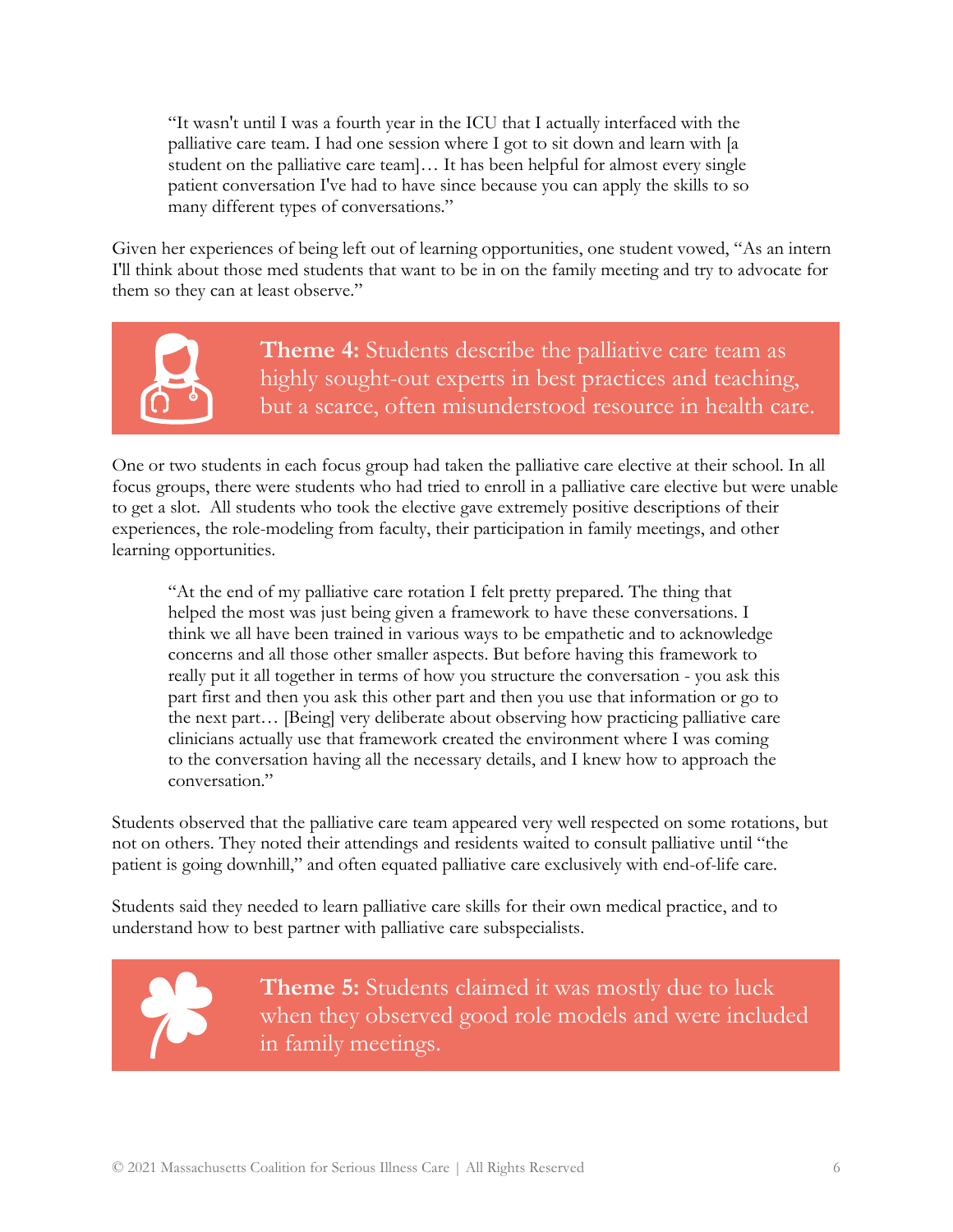> "It wasn't until I was a fourth year in the ICU that I actually interfaced with the palliative care team. I had one session where I got to sit down and learn with [a student on the palliative care team]… It has been helpful for almost every single patient conversation I've had to have since because you can apply the skills to so many different types of conversations."

Given her experiences of being left out of learning opportunities, one student vowed, "As an intern I'll think about those med students that want to be in on the family meeting and try to advocate for them so they can at least observe."

### **Theme 4:** Students describe the palliative care team as highly sought-out experts in best practices and teaching, but a scarce, often misunderstood resource in health care.

One or two students in each focus group had taken the palliative care elective at their school. In all focus groups, there were students who had tried to enroll in a palliative care elective but were unable to get a slot. All students who took the elective gave extremely positive descriptions of their experiences, the role-modeling from faculty, their participation in family meetings, and other learning opportunities.

> "At the end of my palliative care rotation I felt pretty prepared. The thing that helped the most was just being given a framework to have these conversations. I think we all have been trained in various ways to be empathetic and to acknowledge concerns and all those other smaller aspects. But before having this framework to really put it all together in terms of how you structure the conversation - you ask this part first and then you ask this other part and then you use that information or go to the next part… [Being] very deliberate about observing how practicing palliative care clinicians actually use that framework created the environment where I was coming to the conversation having all the necessary details, and I knew how to approach the conversation."

Students observed that the palliative care team appeared very well respected on some rotations, but not on others. They noted their attendings and residents waited to consult palliative until "the patient is going downhill," and often equated palliative care exclusively with end-of-life care.

Students said they needed to learn palliative care skills for their own medical practice, and to understand how to best partner with palliative care subspecialists.

### **Theme 5:** Students claimed it was mostly due to luck when they observed good role models and were included in family meetings.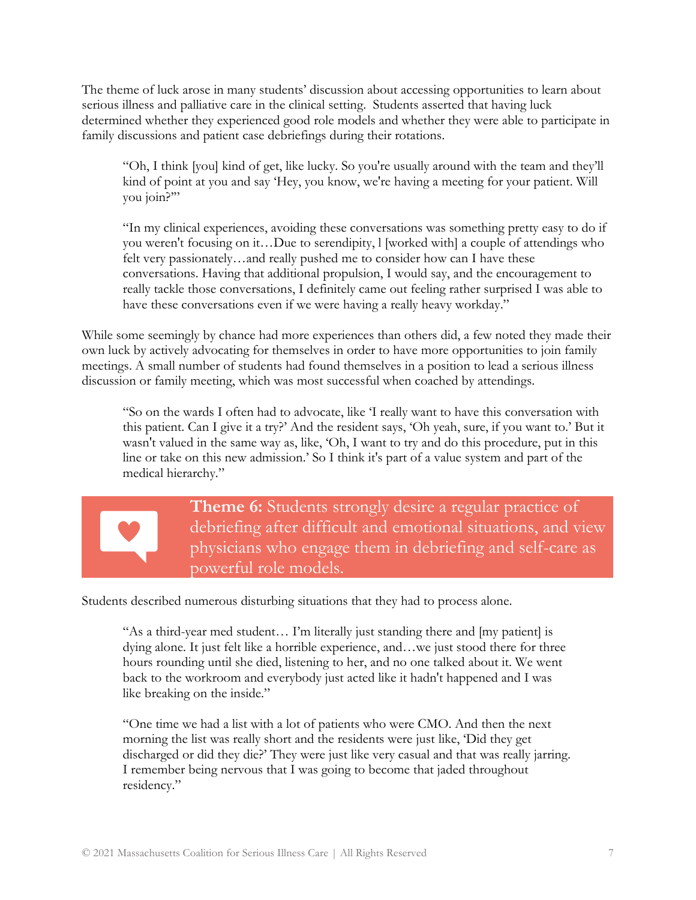The theme of luck arose in many students' discussion about accessing opportunities to learn about serious illness and palliative care in the clinical setting. Students asserted that having luck determined whether they experienced good role models and whether they were able to participate in family discussions and patient case debriefings during their rotations.

> "Oh, I think [you] kind of get, like lucky. So you're usually around with the team and they'll kind of point at you and say 'Hey, you know, we're having a meeting for your patient. Will you join?'"

> "In my clinical experiences, avoiding these conversations was something pretty easy to do if you weren't focusing on it…Due to serendipity, I [worked with] a couple of attendings who felt very passionately…and really pushed me to consider how can I have these conversations. Having that additional propulsion, I would say, and the encouragement to really tackle those conversations, I definitely came out feeling rather surprised I was able to have these conversations even if we were having a really heavy workday."

While some seemingly by chance had more experiences than others did, a few noted they made their own luck by actively advocating for themselves in order to have more opportunities to join family meetings. A small number of students had found themselves in a position to lead a serious illness discussion or family meeting, which was most successful when coached by attendings.

> "So on the wards I often had to advocate, like 'I really want to have this conversation with this patient. Can I give it a try?' And the resident says, 'Oh yeah, sure, if you want to.' But it wasn't valued in the same way as, like, 'Oh, I want to try and do this procedure, put in this line or take on this new admission.' So I think it's part of a value system and part of the medical hierarchy."

## **Theme 6:** Students strongly desire a regular practice of debriefing after difficult and emotional situations, and view physicians who engage them in debriefing and self-care as powerful role models.

Students described numerous disturbing situations that they had to process alone.

> "As a third-year med student… I'm literally just standing there and [my patient] is dying alone. It just felt like a horrible experience, and…we just stood there for three hours rounding until she died, listening to her, and no one talked about it. We went back to the workroom and everybody just acted like it hadn't happened and I was like breaking on the inside."

> "One time we had a list with a lot of patients who were CMO. And then the next morning the list was really short and the residents were just like, 'Did they get discharged or did they die?' They were just like very casual and that was really jarring. I remember being nervous that I was going to become that jaded throughout residency."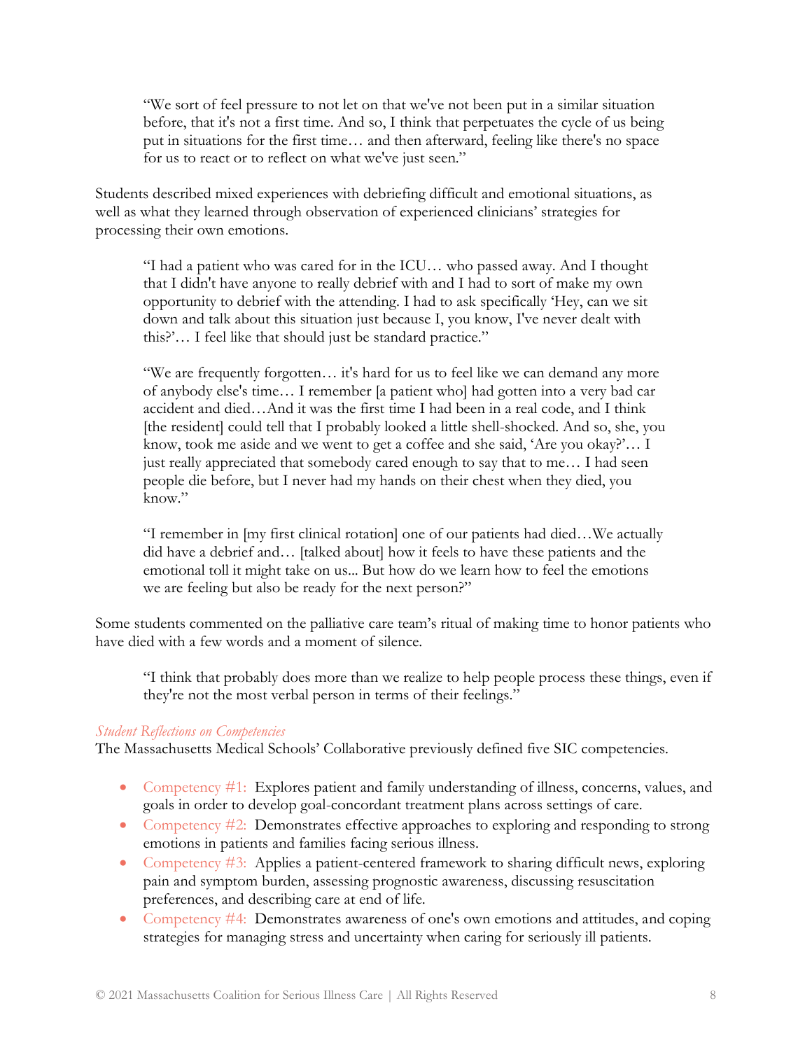> "We sort of feel pressure to not let on that we've not been put in a similar situation before, that it's not a first time. And so, I think that perpetuates the cycle of us being put in situations for the first time… and then afterward, feeling like there's no space for us to react or to reflect on what we've just seen."

Students described mixed experiences with debriefing difficult and emotional situations, as well as what they learned through observation of experienced clinicians' strategies for processing their own emotions.

> "I had a patient who was cared for in the ICU… who passed away. And I thought that I didn't have anyone to really debrief with and I had to sort of make my own opportunity to debrief with the attending. I had to ask specifically 'Hey, can we sit down and talk about this situation just because I, you know, I've never dealt with this?'… I feel like that should just be standard practice."

> "We are frequently forgotten… it's hard for us to feel like we can demand any more of anybody else's time… I remember [a patient who] had gotten into a very bad car accident and died…And it was the first time I had been in a real code, and I think [the resident] could tell that I probably looked a little shell-shocked. And so, she, you know, took me aside and we went to get a coffee and she said, 'Are you okay?'… I just really appreciated that somebody cared enough to say that to me… I had seen people die before, but I never had my hands on their chest when they died, you know."

> "I remember in [my first clinical rotation] one of our patients had died…We actually did have a debrief and… [talked about] how it feels to have these patients and the emotional toll it might take on us... But how do we learn how to feel the emotions we are feeling but also be ready for the next person?"

Some students commented on the palliative care team's ritual of making time to honor patients who have died with a few words and a moment of silence.

> "I think that probably does more than we realize to help people process these things, even if they're not the most verbal person in terms of their feelings."

*Student Reflections on Competencies*

The Massachusetts Medical Schools' Collaborative previously defined five SIC competencies.

- Competency #1: Explores patient and family understanding of illness, concerns, values, and goals in order to develop goal-concordant treatment plans across settings of care.
- Competency #2: Demonstrates effective approaches to exploring and responding to strong emotions in patients and families facing serious illness.
- Competency #3: Applies a patient-centered framework to sharing difficult news, exploring pain and symptom burden, assessing prognostic awareness, discussing resuscitation preferences, and describing care at end of life.
- Competency #4: Demonstrates awareness of one's own emotions and attitudes, and coping strategies for managing stress and uncertainty when caring for seriously ill patients.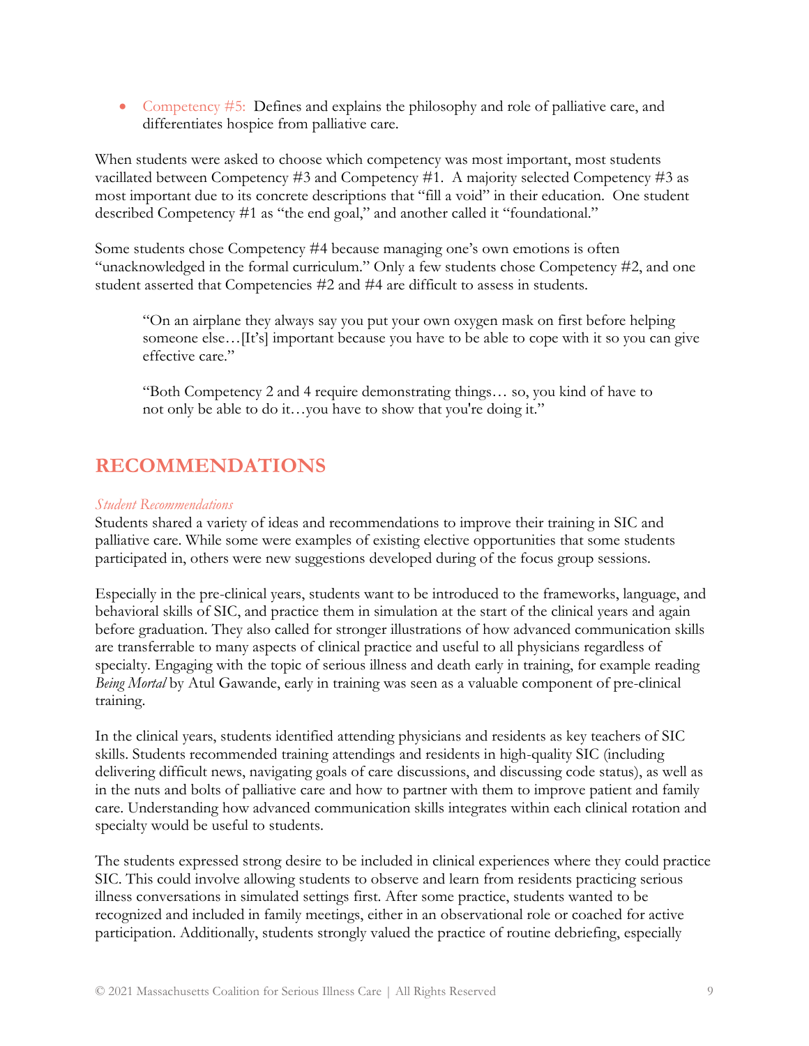- Competency #5: Defines and explains the philosophy and role of palliative care, and differentiates hospice from palliative care.

When students were asked to choose which competency was most important, most students vacillated between Competency #3 and Competency #1. A majority selected Competency #3 as most important due to its concrete descriptions that "fill a void" in their education. One student described Competency #1 as "the end goal," and another called it "foundational."

Some students chose Competency #4 because managing one's own emotions is often "unacknowledged in the formal curriculum." Only a few students chose Competency #2, and one student asserted that Competencies #2 and #4 are difficult to assess in students.

> "On an airplane they always say you put your own oxygen mask on first before helping someone else…[It's] important because you have to be able to cope with it so you can give effective care."
>
> "Both Competency 2 and 4 require demonstrating things… so, you kind of have to not only be able to do it…you have to show that you're doing it."

## RECOMMENDATIONS

*Student Recommendations*

Students shared a variety of ideas and recommendations to improve their training in SIC and palliative care. While some were examples of existing elective opportunities that some students participated in, others were new suggestions developed during of the focus group sessions.

Especially in the pre-clinical years, students want to be introduced to the frameworks, language, and behavioral skills of SIC, and practice them in simulation at the start of the clinical years and again before graduation. They also called for stronger illustrations of how advanced communication skills are transferrable to many aspects of clinical practice and useful to all physicians regardless of specialty. Engaging with the topic of serious illness and death early in training, for example reading *Being Mortal* by Atul Gawande, early in training was seen as a valuable component of pre-clinical training.

In the clinical years, students identified attending physicians and residents as key teachers of SIC skills. Students recommended training attendings and residents in high-quality SIC (including delivering difficult news, navigating goals of care discussions, and discussing code status), as well as in the nuts and bolts of palliative care and how to partner with them to improve patient and family care. Understanding how advanced communication skills integrates within each clinical rotation and specialty would be useful to students.

The students expressed strong desire to be included in clinical experiences where they could practice SIC. This could involve allowing students to observe and learn from residents practicing serious illness conversations in simulated settings first. After some practice, students wanted to be recognized and included in family meetings, either in an observational role or coached for active participation. Additionally, students strongly valued the practice of routine debriefing, especially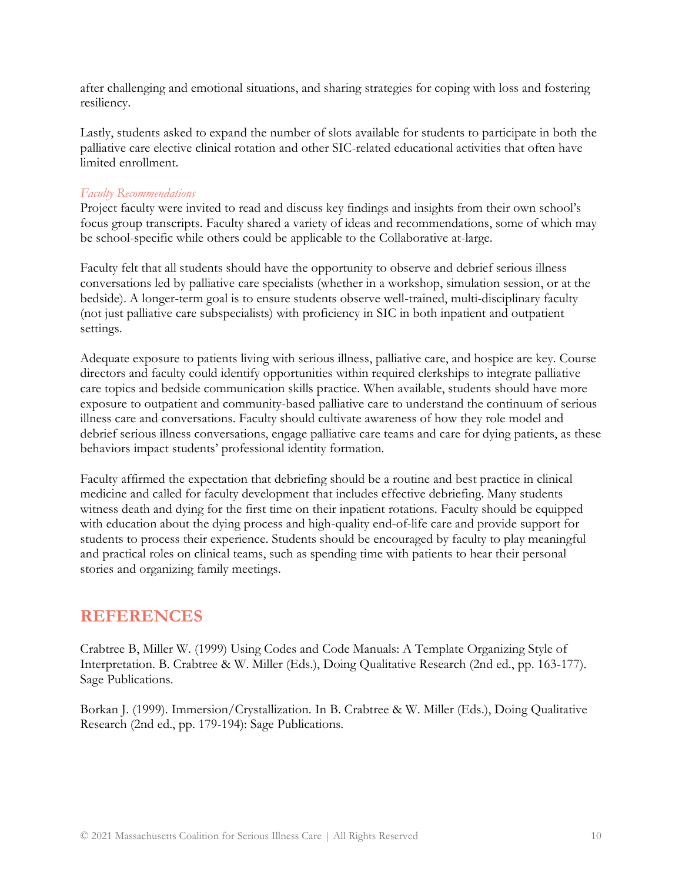after challenging and emotional situations, and sharing strategies for coping with loss and fostering resiliency.

Lastly, students asked to expand the number of slots available for students to participate in both the palliative care elective clinical rotation and other SIC-related educational activities that often have limited enrollment.

### *Faculty Recommendations*

Project faculty were invited to read and discuss key findings and insights from their own school's focus group transcripts. Faculty shared a variety of ideas and recommendations, some of which may be school-specific while others could be applicable to the Collaborative at-large.

Faculty felt that all students should have the opportunity to observe and debrief serious illness conversations led by palliative care specialists (whether in a workshop, simulation session, or at the bedside). A longer-term goal is to ensure students observe well-trained, multi-disciplinary faculty (not just palliative care subspecialists) with proficiency in SIC in both inpatient and outpatient settings.

Adequate exposure to patients living with serious illness, palliative care, and hospice are key. Course directors and faculty could identify opportunities within required clerkships to integrate palliative care topics and bedside communication skills practice. When available, students should have more exposure to outpatient and community-based palliative care to understand the continuum of serious illness care and conversations. Faculty should cultivate awareness of how they role model and debrief serious illness conversations, engage palliative care teams and care for dying patients, as these behaviors impact students' professional identity formation.

Faculty affirmed the expectation that debriefing should be a routine and best practice in clinical medicine and called for faculty development that includes effective debriefing. Many students witness death and dying for the first time on their inpatient rotations. Faculty should be equipped with education about the dying process and high-quality end-of-life care and provide support for students to process their experience. Students should be encouraged by faculty to play meaningful and practical roles on clinical teams, such as spending time with patients to hear their personal stories and organizing family meetings.

## REFERENCES

Crabtree B, Miller W. (1999) Using Codes and Code Manuals: A Template Organizing Style of Interpretation. B. Crabtree & W. Miller (Eds.), Doing Qualitative Research (2nd ed., pp. 163-177). Sage Publications.

Borkan J. (1999). Immersion/Crystallization. In B. Crabtree & W. Miller (Eds.), Doing Qualitative Research (2nd ed., pp. 179-194): Sage Publications.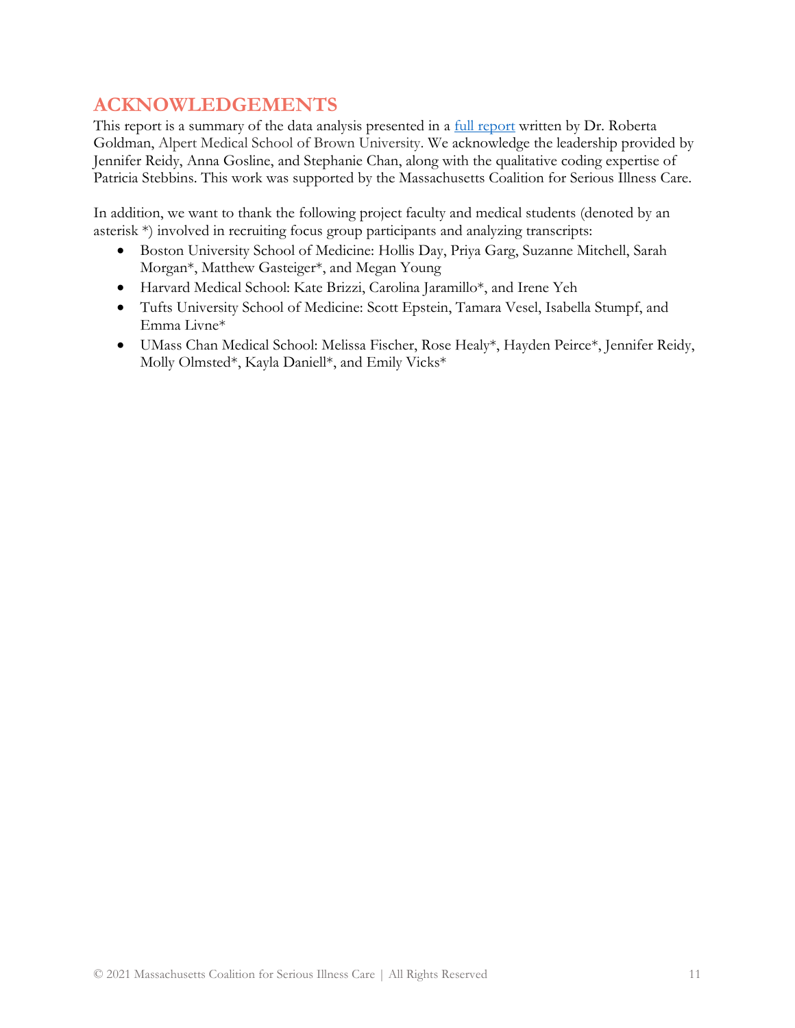## ACKNOWLEDGEMENTS

This report is a summary of the data analysis presented in a [full report]() written by Dr. Roberta Goldman, Alpert Medical School of Brown University. We acknowledge the leadership provided by Jennifer Reidy, Anna Gosline, and Stephanie Chan, along with the qualitative coding expertise of Patricia Stebbins. This work was supported by the Massachusetts Coalition for Serious Illness Care.

In addition, we want to thank the following project faculty and medical students (denoted by an asterisk *) involved in recruiting focus group participants and analyzing transcripts:

- Boston University School of Medicine: Hollis Day, Priya Garg, Suzanne Mitchell, Sarah Morgan*, Matthew Gasteiger*, and Megan Young
- Harvard Medical School: Kate Brizzi, Carolina Jaramillo*, and Irene Yeh
- Tufts University School of Medicine: Scott Epstein, Tamara Vesel, Isabella Stumpf, and Emma Livne*
- UMass Chan Medical School: Melissa Fischer, Rose Healy*, Hayden Peirce*, Jennifer Reidy, Molly Olmsted*, Kayla Daniell*, and Emily Vicks*

© 2021 Massachusetts Coalition for Serious Illness Care | All Rights Reserved